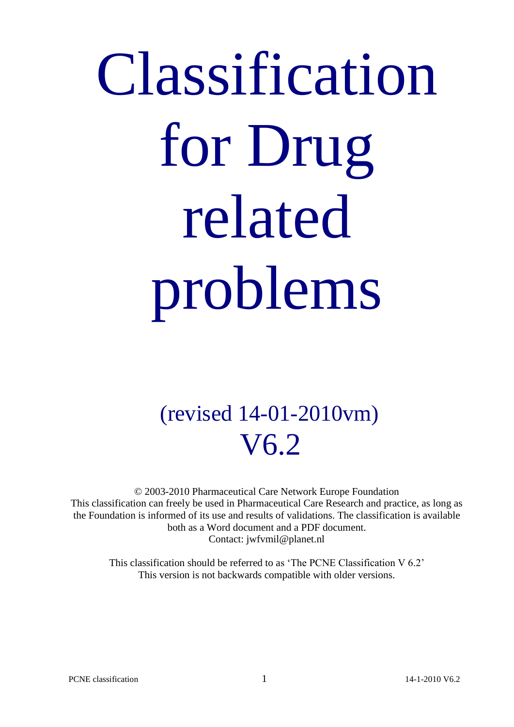# Classification for Drug related problems

## (revised 14-01-2010vm) V6.2

© 2003-2010 Pharmaceutical Care Network Europe Foundation
This classification can freely be used in Pharmaceutical Care Research and practice, as long as the Foundation is informed of its use and results of validations. The classification is available both as a Word document and a PDF document.
Contact: jwfvmil@planet.nl

This classification should be referred to as 'The PCNE Classification V 6.2'
This version is not backwards compatible with older versions.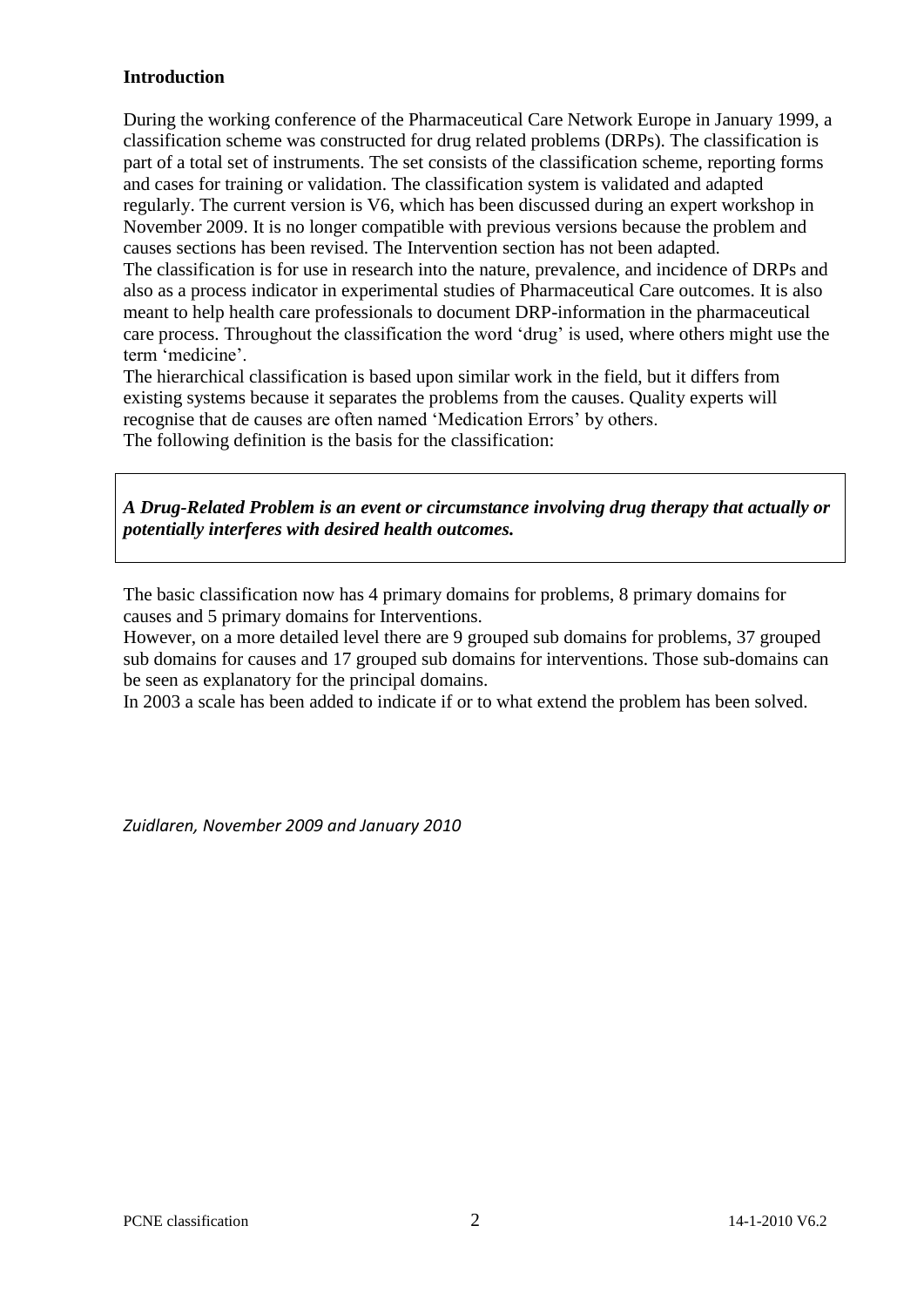**Introduction**

During the working conference of the Pharmaceutical Care Network Europe in January 1999, a classification scheme was constructed for drug related problems (DRPs). The classification is part of a total set of instruments. The set consists of the classification scheme, reporting forms and cases for training or validation. The classification system is validated and adapted regularly. The current version is V6, which has been discussed during an expert workshop in November 2009. It is no longer compatible with previous versions because the problem and causes sections has been revised. The Intervention section has not been adapted.
The classification is for use in research into the nature, prevalence, and incidence of DRPs and also as a process indicator in experimental studies of Pharmaceutical Care outcomes. It is also meant to help health care professionals to document DRP-information in the pharmaceutical care process. Throughout the classification the word 'drug' is used, where others might use the term 'medicine'.
The hierarchical classification is based upon similar work in the field, but it differs from existing systems because it separates the problems from the causes. Quality experts will recognise that de causes are often named 'Medication Errors' by others.
The following definition is the basis for the classification:

***A Drug-Related Problem is an event or circumstance involving drug therapy that actually or potentially interferes with desired health outcomes.***

The basic classification now has 4 primary domains for problems, 8 primary domains for causes and 5 primary domains for Interventions.
However, on a more detailed level there are 9 grouped sub domains for problems, 37 grouped sub domains for causes and 17 grouped sub domains for interventions. Those sub-domains can be seen as explanatory for the principal domains.
In 2003 a scale has been added to indicate if or to what extend the problem has been solved.

*Zuidlaren, November 2009 and January 2010*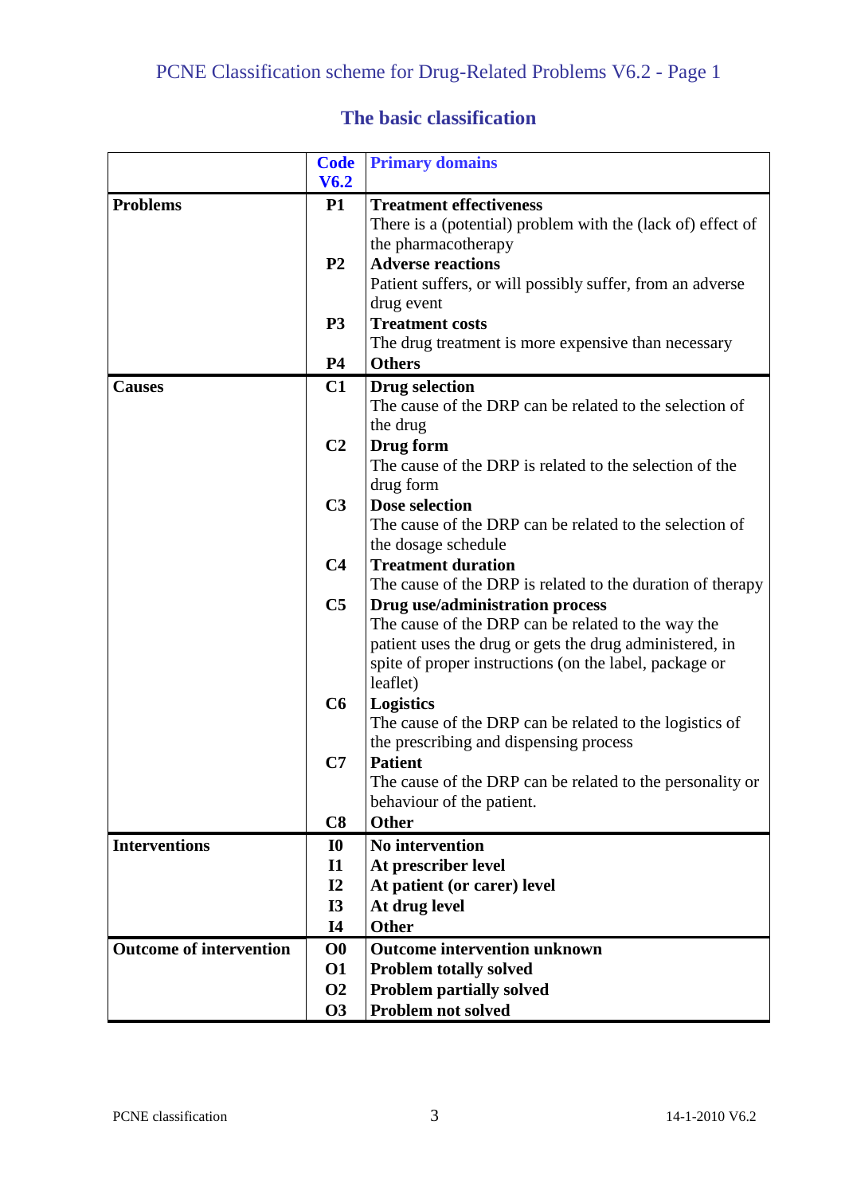# PCNE Classification scheme for Drug-Related Problems V6.2 - Page 1

## The basic classification

| | Code V6.2 | Primary domains |
|---|---|---|
| **Problems** | **P1** | **Treatment effectiveness** There is a (potential) problem with the (lack of) effect of the pharmacotherapy |
| | **P2** | **Adverse reactions** Patient suffers, or will possibly suffer, from an adverse drug event |
| | **P3** | **Treatment costs** The drug treatment is more expensive than necessary |
| | **P4** | **Others** |
| **Causes** | **C1** | **Drug selection** The cause of the DRP can be related to the selection of the drug |
| | **C2** | **Drug form** The cause of the DRP is related to the selection of the drug form |
| | **C3** | **Dose selection** The cause of the DRP can be related to the selection of the dosage schedule |
| | **C4** | **Treatment duration** The cause of the DRP is related to the duration of therapy |
| | **C5** | **Drug use/administration process** The cause of the DRP can be related to the way the patient uses the drug or gets the drug administered, in spite of proper instructions (on the label, package or leaflet) |
| | **C6** | **Logistics** The cause of the DRP can be related to the logistics of the prescribing and dispensing process |
| | **C7** | **Patient** The cause of the DRP can be related to the personality or behaviour of the patient. |
| | **C8** | **Other** |
| **Interventions** | **I0** | **No intervention** |
| | **I1** | **At prescriber level** |
| | **I2** | **At patient (or carer) level** |
| | **I3** | **At drug level** |
| | **I4** | **Other** |
| **Outcome of intervention** | **O0** | **Outcome intervention unknown** |
| | **O1** | **Problem totally solved** |
| | **O2** | **Problem partially solved** |
| | **O3** | **Problem not solved** |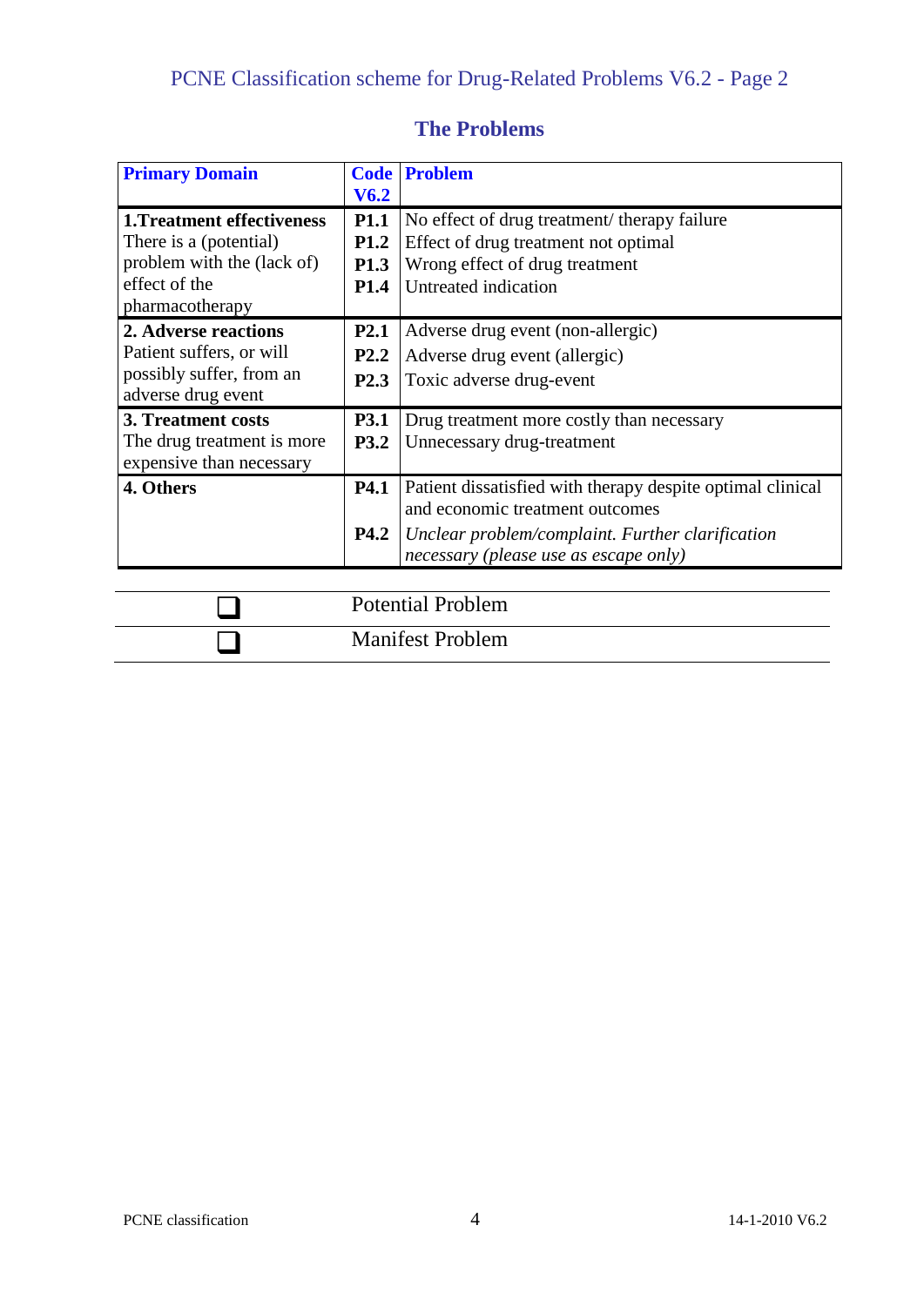## The Problems

| Primary Domain | Code V6.2 | Problem |
|---|---|---|
| **1.Treatment effectiveness** There is a (potential) problem with the (lack of) effect of the pharmacotherapy | **P1.1** | No effect of drug treatment/ therapy failure |
| | **P1.2** | Effect of drug treatment not optimal |
| | **P1.3** | Wrong effect of drug treatment |
| | **P1.4** | Untreated indication |
| **2. Adverse reactions** Patient suffers, or will possibly suffer, from an adverse drug event | **P2.1** | Adverse drug event (non-allergic) |
| | **P2.2** | Adverse drug event (allergic) |
| | **P2.3** | Toxic adverse drug-event |
| **3. Treatment costs** The drug treatment is more expensive than necessary | **P3.1** | Drug treatment more costly than necessary |
| | **P3.2** | Unnecessary drug-treatment |
| **4. Others** | **P4.1** | Patient dissatisfied with therapy despite optimal clinical and economic treatment outcomes |
| | **P4.2** | *Unclear problem/complaint. Further clarification necessary (please use as escape only)* |

| | |
|---|---|
| ❑ | Potential Problem |
| ❑ | Manifest Problem |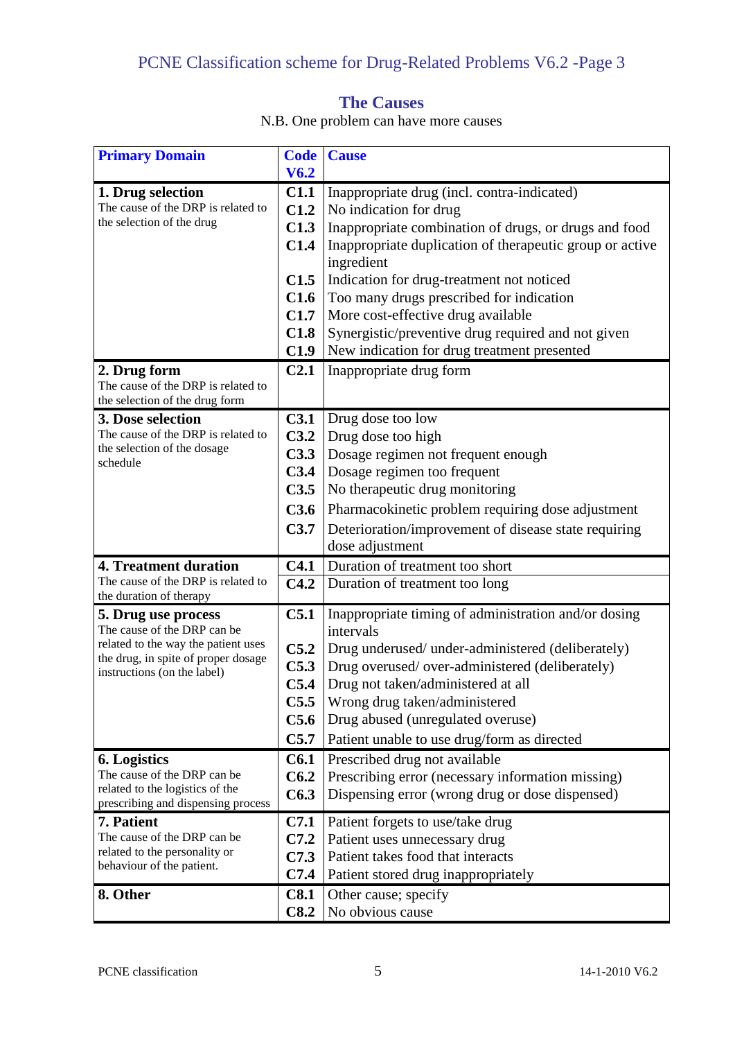## The Causes

N.B. One problem can have more causes

| Primary Domain | Code V6.2 | Cause |
|---|---|---|
| **1. Drug selection** The cause of the DRP is related to the selection of the drug | **C1.1** | Inappropriate drug (incl. contra-indicated) |
| | **C1.2** | No indication for drug |
| | **C1.3** | Inappropriate combination of drugs, or drugs and food |
| | **C1.4** | Inappropriate duplication of therapeutic group or active ingredient |
| | **C1.5** | Indication for drug-treatment not noticed |
| | **C1.6** | Too many drugs prescribed for indication |
| | **C1.7** | More cost-effective drug available |
| | **C1.8** | Synergistic/preventive drug required and not given |
| | **C1.9** | New indication for drug treatment presented |
| **2. Drug form** The cause of the DRP is related to the selection of the drug form | **C2.1** | Inappropriate drug form |
| **3. Dose selection** The cause of the DRP is related to the selection of the dosage schedule | **C3.1** | Drug dose too low |
| | **C3.2** | Drug dose too high |
| | **C3.3** | Dosage regimen not frequent enough |
| | **C3.4** | Dosage regimen too frequent |
| | **C3.5** | No therapeutic drug monitoring |
| | **C3.6** | Pharmacokinetic problem requiring dose adjustment |
| | **C3.7** | Deterioration/improvement of disease state requiring dose adjustment |
| **4. Treatment duration** The cause of the DRP is related to the duration of therapy | **C4.1** | Duration of treatment too short |
| | **C4.2** | Duration of treatment too long |
| **5. Drug use process** The cause of the DRP can be related to the way the patient uses the drug, in spite of proper dosage instructions (on the label) | **C5.1** | Inappropriate timing of administration and/or dosing intervals |
| | **C5.2** | Drug underused/ under-administered (deliberately) |
| | **C5.3** | Drug overused/ over-administered (deliberately) |
| | **C5.4** | Drug not taken/administered at all |
| | **C5.5** | Wrong drug taken/administered |
| | **C5.6** | Drug abused (unregulated overuse) |
| | **C5.7** | Patient unable to use drug/form as directed |
| **6. Logistics** The cause of the DRP can be related to the logistics of the prescribing and dispensing process | **C6.1** | Prescribed drug not available |
| | **C6.2** | Prescribing error (necessary information missing) |
| | **C6.3** | Dispensing error (wrong drug or dose dispensed) |
| **7. Patient** The cause of the DRP can be related to the personality or behaviour of the patient. | **C7.1** | Patient forgets to use/take drug |
| | **C7.2** | Patient uses unnecessary drug |
| | **C7.3** | Patient takes food that interacts |
| | **C7.4** | Patient stored drug inappropriately |
| **8. Other** | **C8.1** | Other cause; specify |
| | **C8.2** | No obvious cause |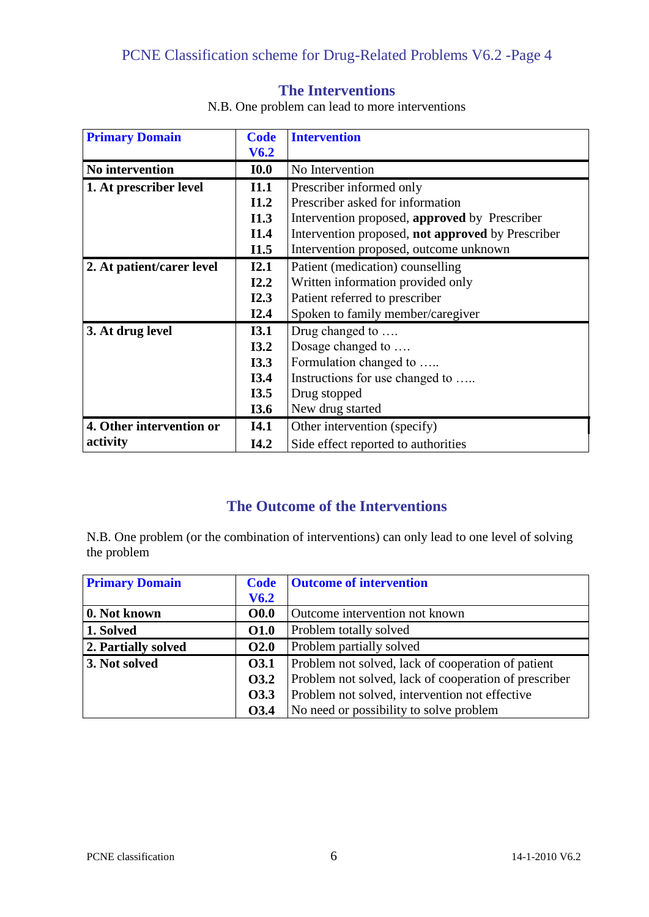## The Interventions

N.B. One problem can lead to more interventions

| Primary Domain | Code V6.2 | Intervention |
|---|---|---|
| **No intervention** | **I0.0** | No Intervention |
| **1. At prescriber level** | **I1.1** | Prescriber informed only |
| | **I1.2** | Prescriber asked for information |
| | **I1.3** | Intervention proposed, **approved** by Prescriber |
| | **I1.4** | Intervention proposed, **not approved** by Prescriber |
| | **I1.5** | Intervention proposed, outcome unknown |
| **2. At patient/carer level** | **I2.1** | Patient (medication) counselling |
| | **I2.2** | Written information provided only |
| | **I2.3** | Patient referred to prescriber |
| | **I2.4** | Spoken to family member/caregiver |
| **3. At drug level** | **I3.1** | Drug changed to …. |
| | **I3.2** | Dosage changed to …. |
| | **I3.3** | Formulation changed to ….. |
| | **I3.4** | Instructions for use changed to ….. |
| | **I3.5** | Drug stopped |
| | **I3.6** | New drug started |
| **4. Other intervention or activity** | **I4.1** | Other intervention (specify) |
| | **I4.2** | Side effect reported to authorities |

## The Outcome of the Interventions

N.B. One problem (or the combination of interventions) can only lead to one level of solving the problem

| Primary Domain | Code V6.2 | Outcome of intervention |
|---|---|---|
| **0. Not known** | **O0.0** | Outcome intervention not known |
| **1. Solved** | **O1.0** | Problem totally solved |
| **2. Partially solved** | **O2.0** | Problem partially solved |
| **3. Not solved** | **O3.1** | Problem not solved, lack of cooperation of patient |
| | **O3.2** | Problem not solved, lack of cooperation of prescriber |
| | **O3.3** | Problem not solved, intervention not effective |
| | **O3.4** | No need or possibility to solve problem |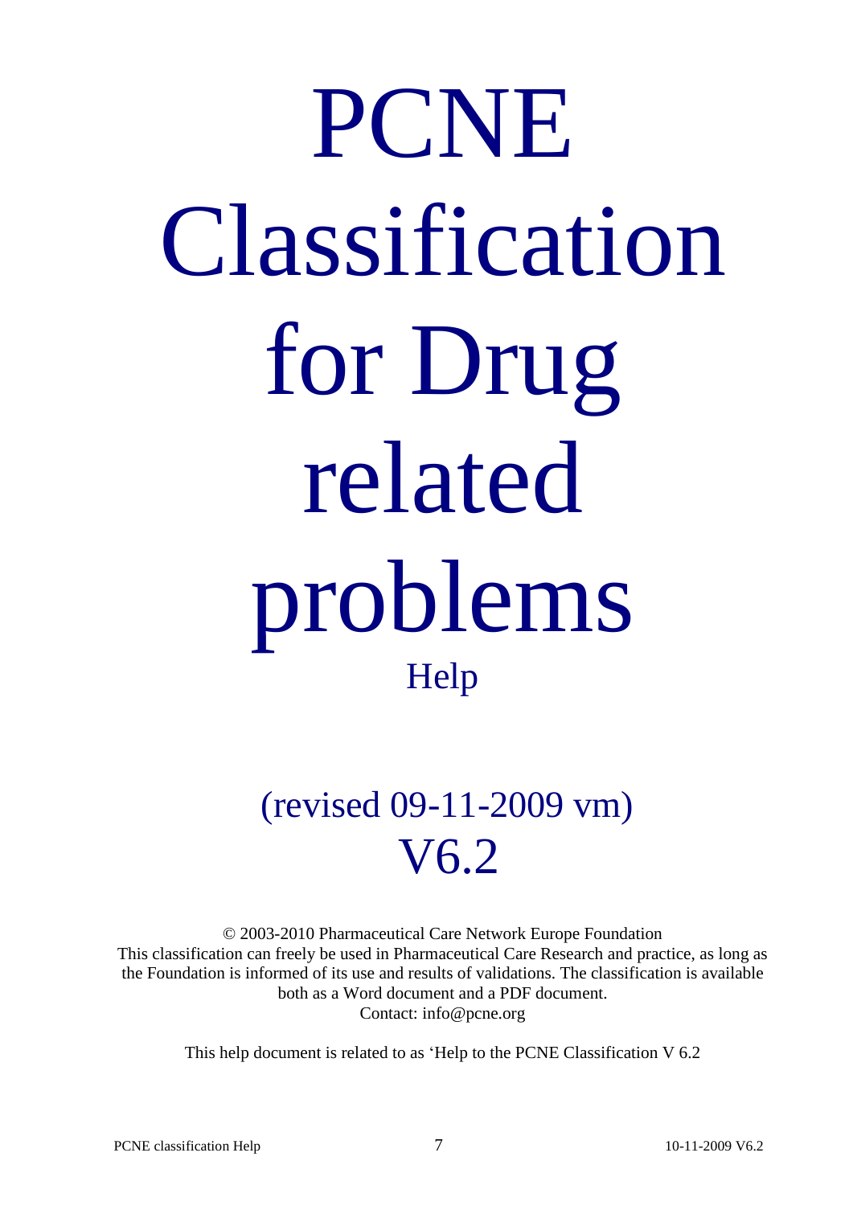# PCNE Classification for Drug related problems

Help

(revised 09-11-2009 vm)

V6.2

© 2003-2010 Pharmaceutical Care Network Europe Foundation
This classification can freely be used in Pharmaceutical Care Research and practice, as long as the Foundation is informed of its use and results of validations. The classification is available both as a Word document and a PDF document.
Contact: info@pcne.org

This help document is related to as 'Help to the PCNE Classification V 6.2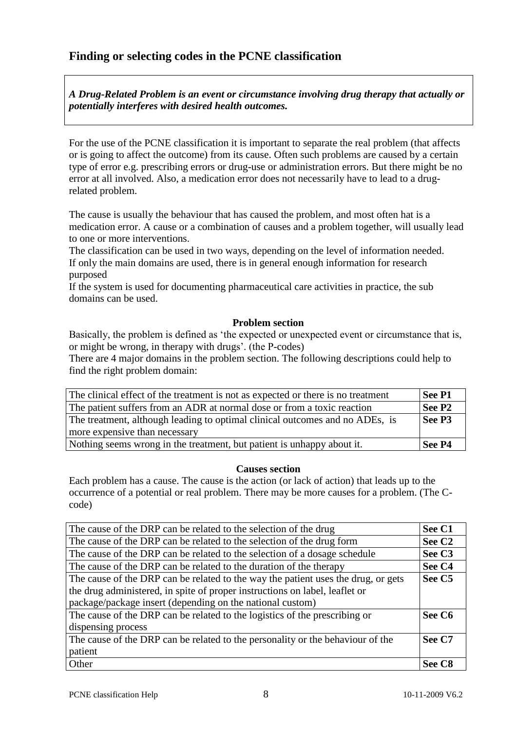## Finding or selecting codes in the PCNE classification

***A Drug-Related Problem is an event or circumstance involving drug therapy that actually or potentially interferes with desired health outcomes.***

For the use of the PCNE classification it is important to separate the real problem (that affects or is going to affect the outcome) from its cause. Often such problems are caused by a certain type of error e.g. prescribing errors or drug-use or administration errors. But there might be no error at all involved. Also, a medication error does not necessarily have to lead to a drug-related problem.

The cause is usually the behaviour that has caused the problem, and most often hat is a medication error. A cause or a combination of causes and a problem together, will usually lead to one or more interventions.

The classification can be used in two ways, depending on the level of information needed.
If only the main domains are used, there is in general enough information for research purposed
If the system is used for documenting pharmaceutical care activities in practice, the sub domains can be used.

**Problem section**

Basically, the problem is defined as 'the expected or unexpected event or circumstance that is, or might be wrong, in therapy with drugs'. (the P-codes)
There are 4 major domains in the problem section. The following descriptions could help to find the right problem domain:

| | |
|---|---|
| The clinical effect of the treatment is not as expected or there is no treatment | **See P1** |
| The patient suffers from an ADR at normal dose or from a toxic reaction | **See P2** |
| The treatment, although leading to optimal clinical outcomes and no ADEs, is more expensive than necessary | **See P3** |
| Nothing seems wrong in the treatment, but patient is unhappy about it. | **See P4** |

**Causes section**

Each problem has a cause. The cause is the action (or lack of action) that leads up to the occurrence of a potential or real problem. There may be more causes for a problem. (The C-code)

| | |
|---|---|
| The cause of the DRP can be related to the selection of the drug | **See C1** |
| The cause of the DRP can be related to the selection of the drug form | **See C2** |
| The cause of the DRP can be related to the selection of a dosage schedule | **See C3** |
| The cause of the DRP can be related to the duration of the therapy | **See C4** |
| The cause of the DRP can be related to the way the patient uses the drug, or gets the drug administered, in spite of proper instructions on label, leaflet or package/package insert (depending on the national custom) | **See C5** |
| The cause of the DRP can be related to the logistics of the prescribing or dispensing process | **See C6** |
| The cause of the DRP can be related to the personality or the behaviour of the patient | **See C7** |
| Other | **See C8** |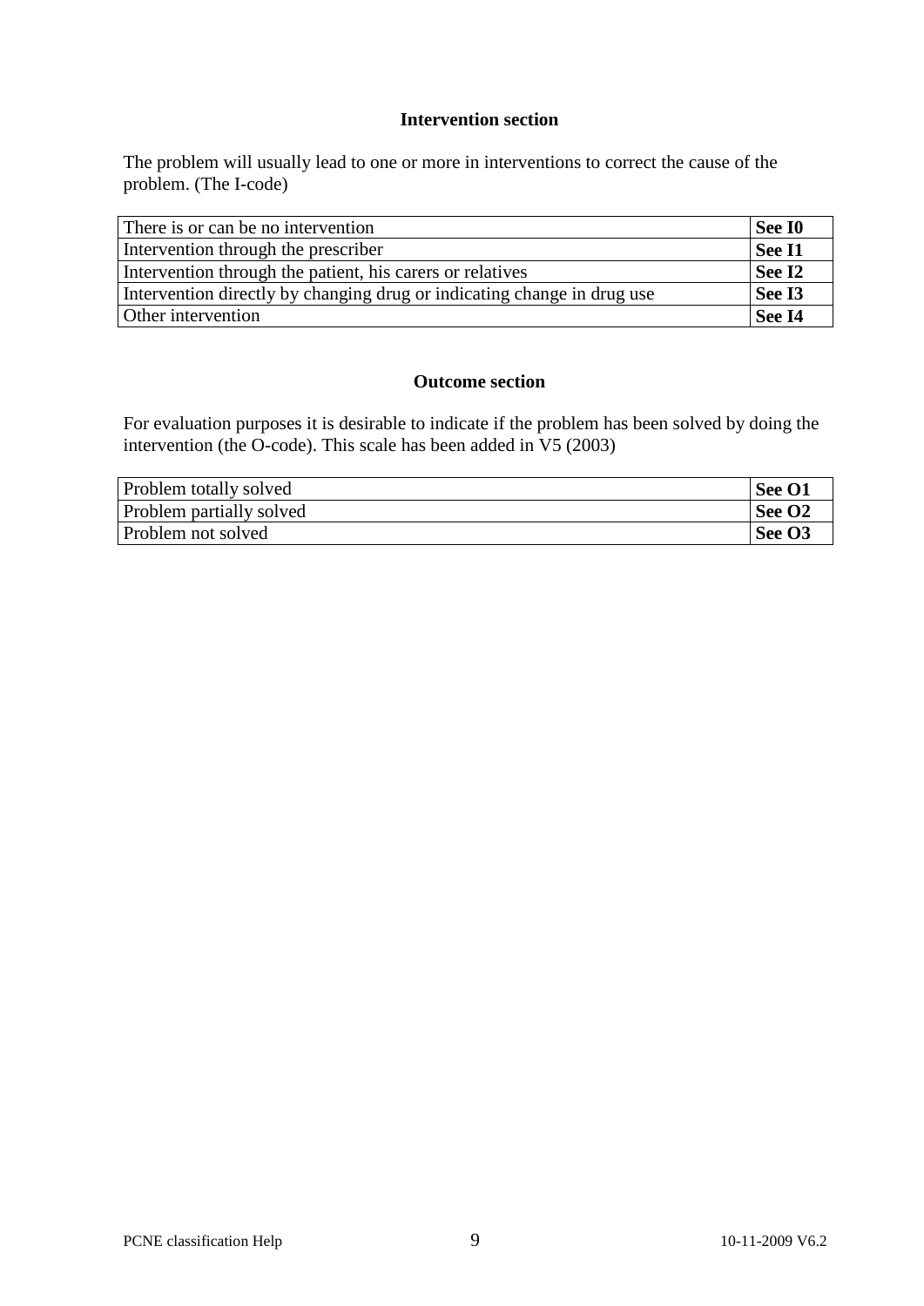## Intervention section

The problem will usually lead to one or more in interventions to correct the cause of the problem. (The I-code)

| | |
|---|---|
| There is or can be no intervention | **See I0** |
| Intervention through the prescriber | **See I1** |
| Intervention through the patient, his carers or relatives | **See I2** |
| Intervention directly by changing drug or indicating change in drug use | **See I3** |
| Other intervention | **See I4** |

## Outcome section

For evaluation purposes it is desirable to indicate if the problem has been solved by doing the intervention (the O-code). This scale has been added in V5 (2003)

| | |
|---|---|
| Problem totally solved | **See O1** |
| Problem partially solved | **See O2** |
| Problem not solved | **See O3** |